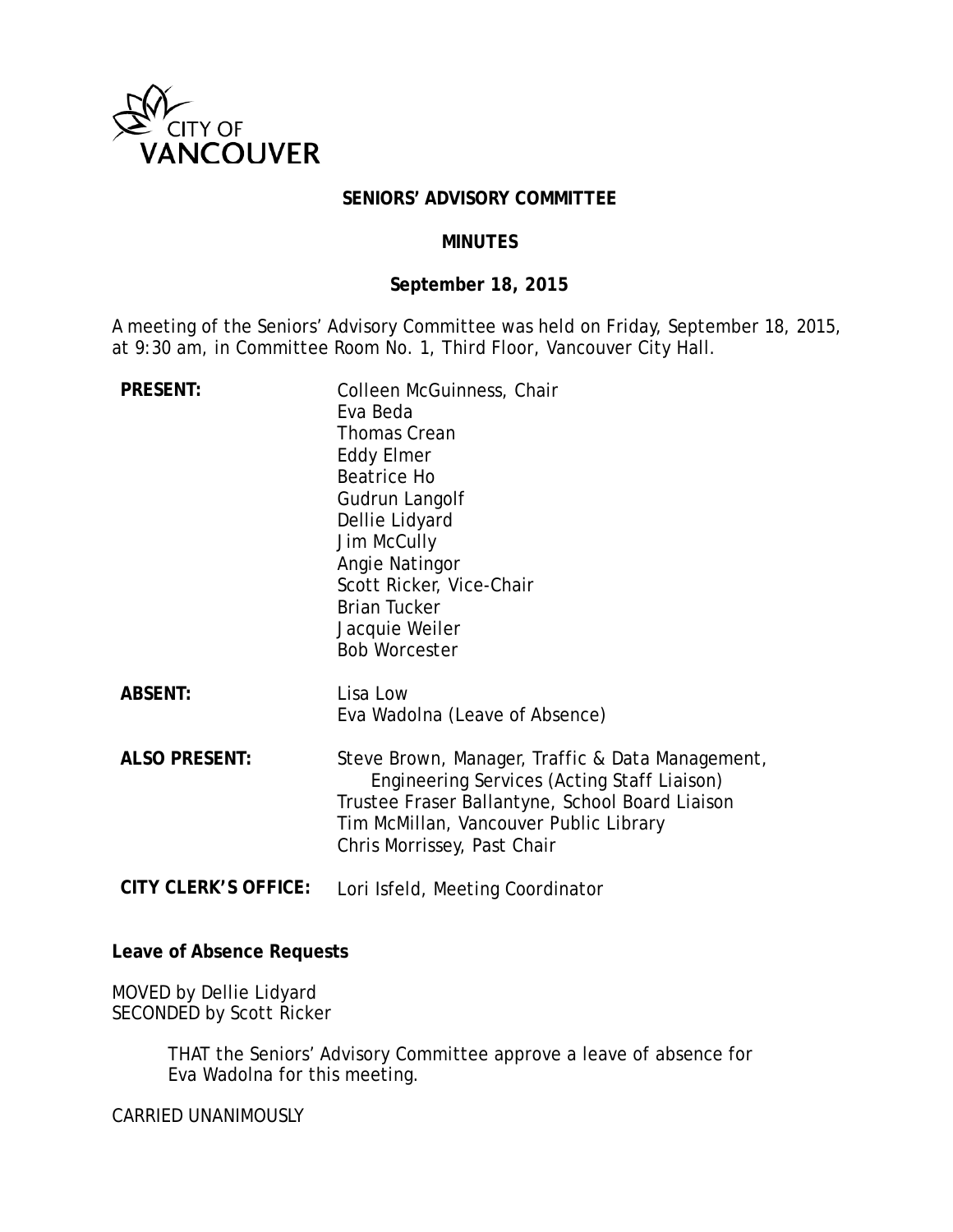CITY OF VANCOUVER

# SENIORS' ADVISORY COMMITTEE

## MINUTES

### September 18, 2015

A meeting of the Seniors' Advisory Committee was held on Friday, September 18, 2015, at 9:30 am, in Committee Room No. 1, Third Floor, Vancouver City Hall.

| | |
|---|---|
| **PRESENT:** | Colleen McGuinness, Chair<br>Eva Beda<br>Thomas Crean<br>Eddy Elmer<br>Beatrice Ho<br>Gudrun Langolf<br>Dellie Lidyard<br>Jim McCully<br>Angie Natingor<br>Scott Ricker, Vice-Chair<br>Brian Tucker<br>Jacquie Weiler<br>Bob Worcester |
| **ABSENT:** | Lisa Low<br>Eva Wadolna (Leave of Absence) |
| **ALSO PRESENT:** | Steve Brown, Manager, Traffic & Data Management, Engineering Services (Acting Staff Liaison)<br>Trustee Fraser Ballantyne, School Board Liaison<br>Tim McMillan, Vancouver Public Library<br>Chris Morrissey, Past Chair |
| **CITY CLERK'S OFFICE:** | Lori Isfeld, Meeting Coordinator |

**Leave of Absence Requests**

MOVED by Dellie Lidyard
SECONDED by Scott Ricker

> THAT the Seniors' Advisory Committee approve a leave of absence for Eva Wadolna for this meeting.

CARRIED UNANIMOUSLY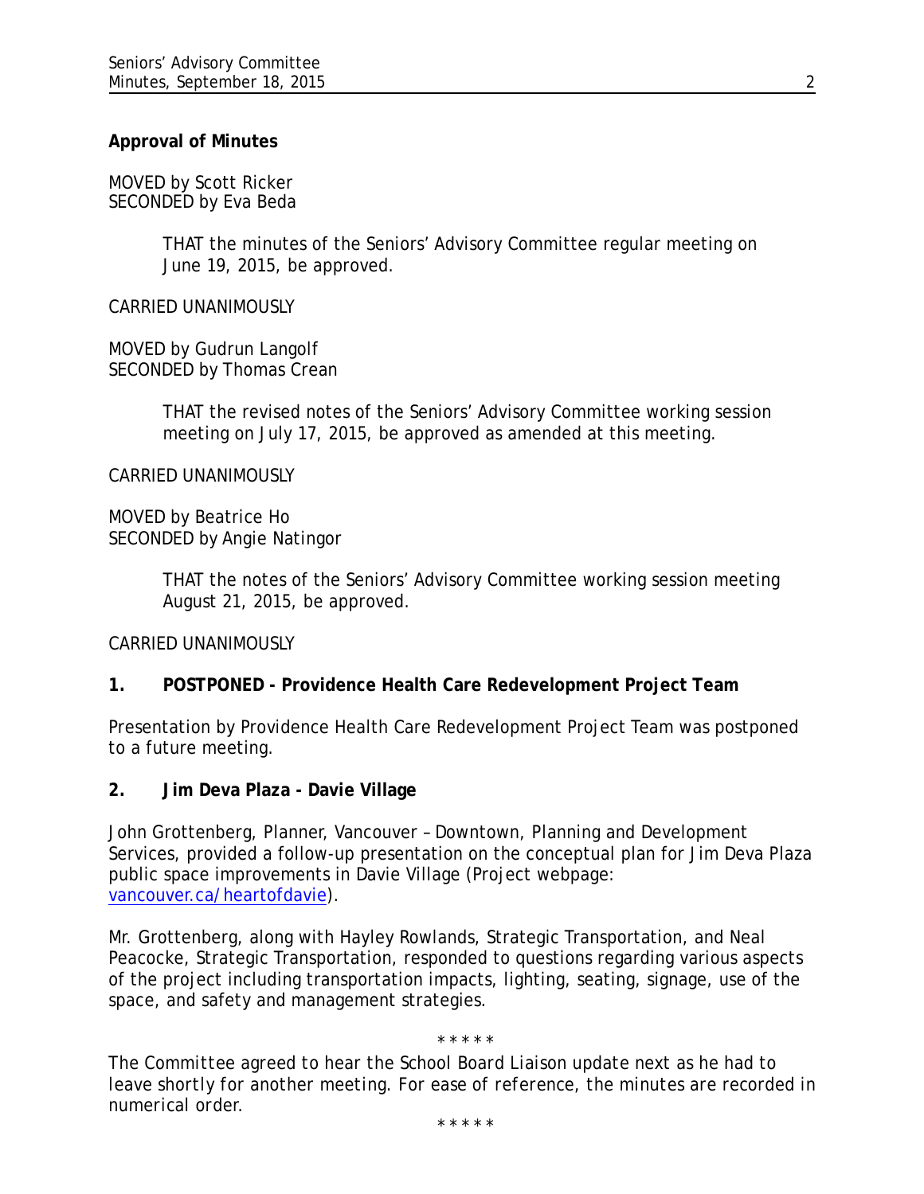**Approval of Minutes**

MOVED by Scott Ricker
SECONDED by Eva Beda

> THAT the minutes of the Seniors' Advisory Committee regular meeting on June 19, 2015, be approved.

CARRIED UNANIMOUSLY

MOVED by Gudrun Langolf
SECONDED by Thomas Crean

> THAT the revised notes of the Seniors' Advisory Committee working session meeting on July 17, 2015, be approved as amended at this meeting.

CARRIED UNANIMOUSLY

MOVED by Beatrice Ho
SECONDED by Angie Natingor

> THAT the notes of the Seniors' Advisory Committee working session meeting August 21, 2015, be approved.

CARRIED UNANIMOUSLY

**1. POSTPONED - Providence Health Care Redevelopment Project Team**

Presentation by Providence Health Care Redevelopment Project Team was postponed to a future meeting.

**2. Jim Deva Plaza - Davie Village**

John Grottenberg, Planner, Vancouver – Downtown, Planning and Development Services, provided a follow-up presentation on the conceptual plan for Jim Deva Plaza public space improvements in Davie Village (Project webpage: vancouver.ca/heartofdavie).

Mr. Grottenberg, along with Hayley Rowlands, Strategic Transportation, and Neal Peacocke, Strategic Transportation, responded to questions regarding various aspects of the project including transportation impacts, lighting, seating, signage, use of the space, and safety and management strategies.

\* \* \* \* \*

*The Committee agreed to hear the School Board Liaison update next as he had to leave shortly for another meeting. For ease of reference, the minutes are recorded in numerical order.*

\* \* \* \* \*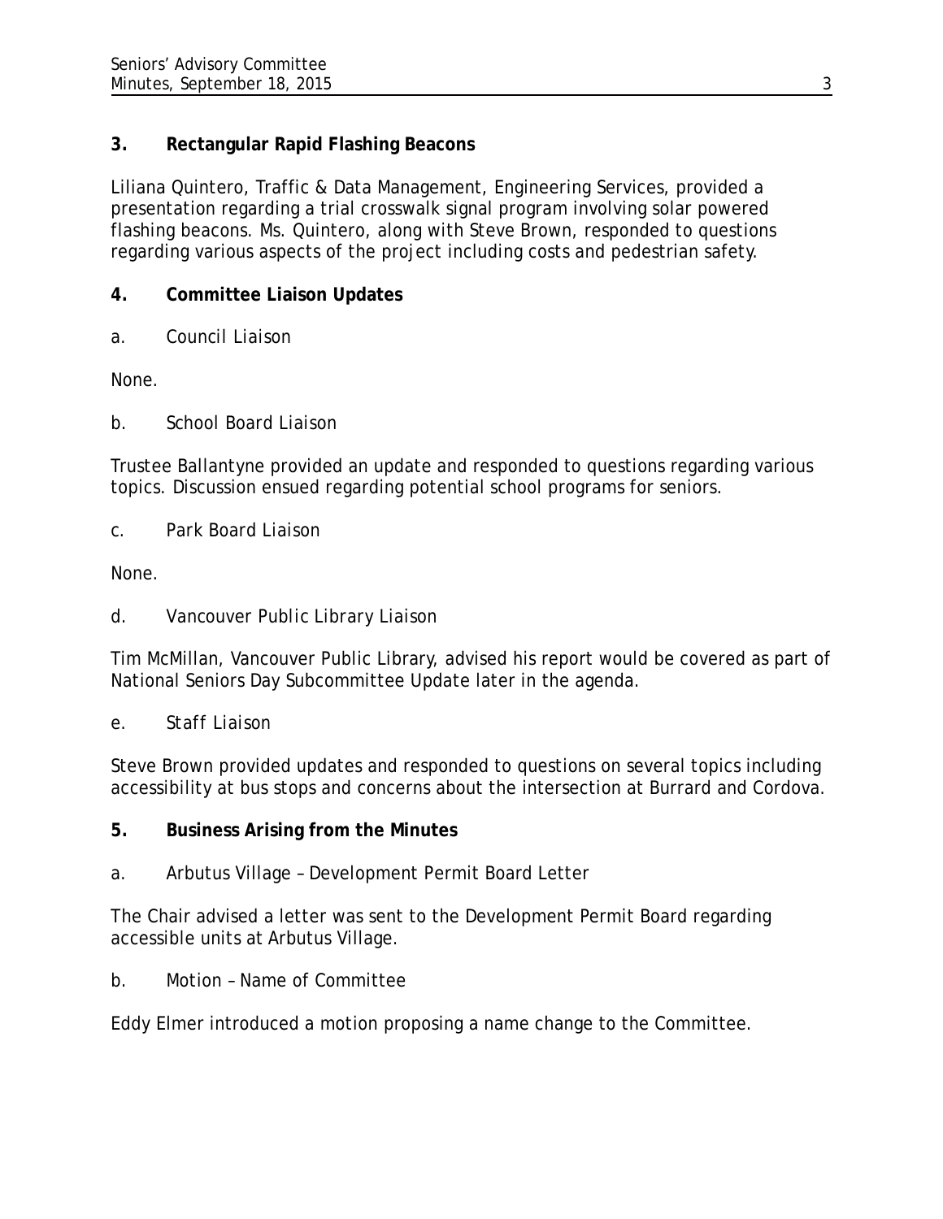**3. Rectangular Rapid Flashing Beacons**

Liliana Quintero, Traffic & Data Management, Engineering Services, provided a presentation regarding a trial crosswalk signal program involving solar powered flashing beacons. Ms. Quintero, along with Steve Brown, responded to questions regarding various aspects of the project including costs and pedestrian safety.

**4. Committee Liaison Updates**

a. Council Liaison

None.

b. School Board Liaison

Trustee Ballantyne provided an update and responded to questions regarding various topics. Discussion ensued regarding potential school programs for seniors.

c. Park Board Liaison

None.

d. Vancouver Public Library Liaison

Tim McMillan, Vancouver Public Library, advised his report would be covered as part of National Seniors Day Subcommittee Update later in the agenda.

e. Staff Liaison

Steve Brown provided updates and responded to questions on several topics including accessibility at bus stops and concerns about the intersection at Burrard and Cordova.

**5. Business Arising from the Minutes**

a. Arbutus Village – Development Permit Board Letter

The Chair advised a letter was sent to the Development Permit Board regarding accessible units at Arbutus Village.

b. Motion – Name of Committee

Eddy Elmer introduced a motion proposing a name change to the Committee.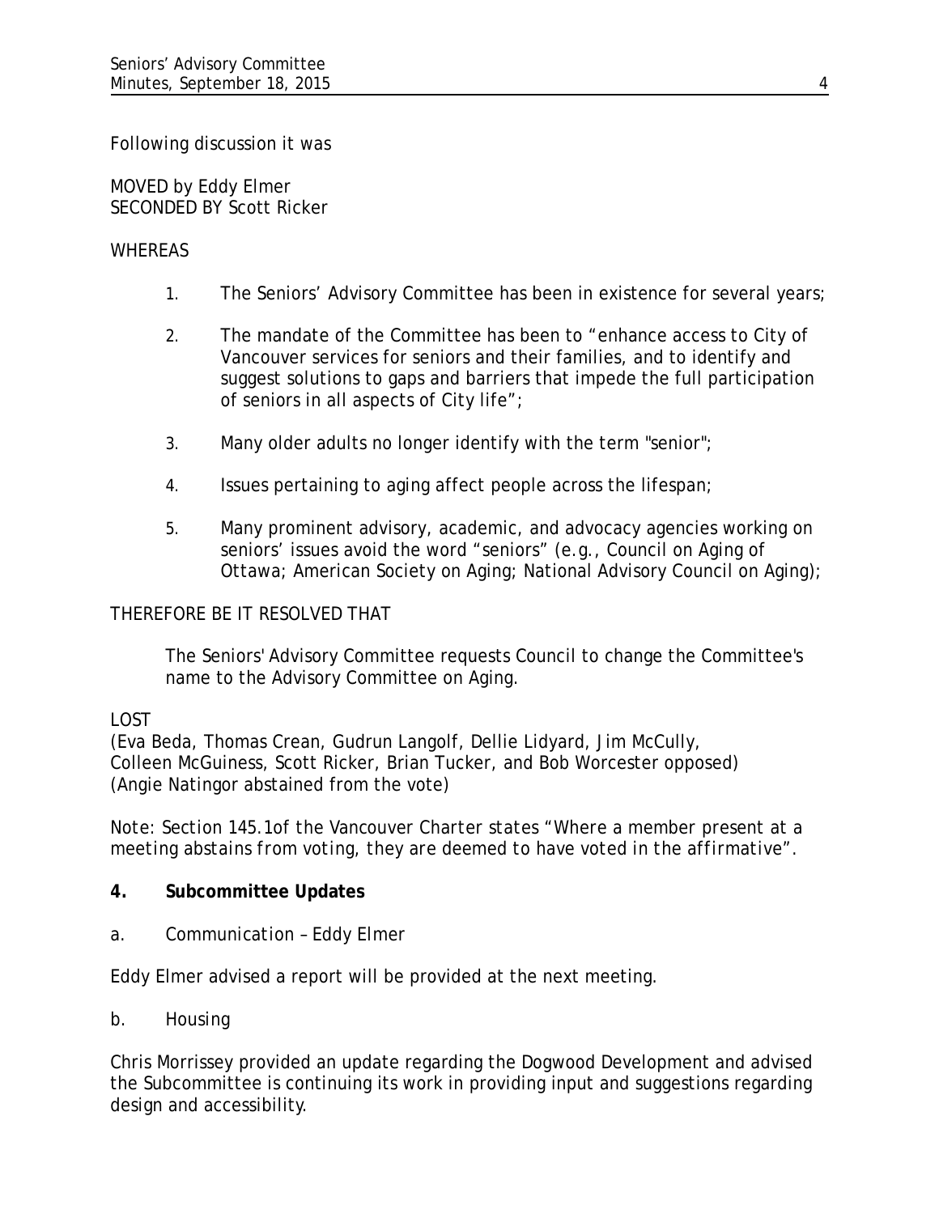Following discussion it was

MOVED by Eddy Elmer
SECONDED BY Scott Ricker

WHEREAS

1. The Seniors' Advisory Committee has been in existence for several years;

2. The mandate of the Committee has been to "enhance access to City of Vancouver services for seniors and their families, and to identify and suggest solutions to gaps and barriers that impede the full participation of seniors in all aspects of City life";

3. Many older adults no longer identify with the term "senior";

4. Issues pertaining to aging affect people across the lifespan;

5. Many prominent advisory, academic, and advocacy agencies working on seniors' issues avoid the word "seniors" (e.g., Council on Aging of Ottawa; American Society on Aging; National Advisory Council on Aging);

THEREFORE BE IT RESOLVED THAT

The Seniors' Advisory Committee requests Council to change the Committee's name to the Advisory Committee on Aging.

LOST
(Eva Beda, Thomas Crean, Gudrun Langolf, Dellie Lidyard, Jim McCully, Colleen McGuiness, Scott Ricker, Brian Tucker, and Bob Worcester opposed)
(Angie Natingor abstained from the vote)

*Note: Section 145.1of the Vancouver Charter states "Where a member present at a meeting abstains from voting, they are deemed to have voted in the affirmative".*

**4. Subcommittee Updates**

a. Communication – Eddy Elmer

Eddy Elmer advised a report will be provided at the next meeting.

b. Housing

Chris Morrissey provided an update regarding the Dogwood Development and advised the Subcommittee is continuing its work in providing input and suggestions regarding design and accessibility.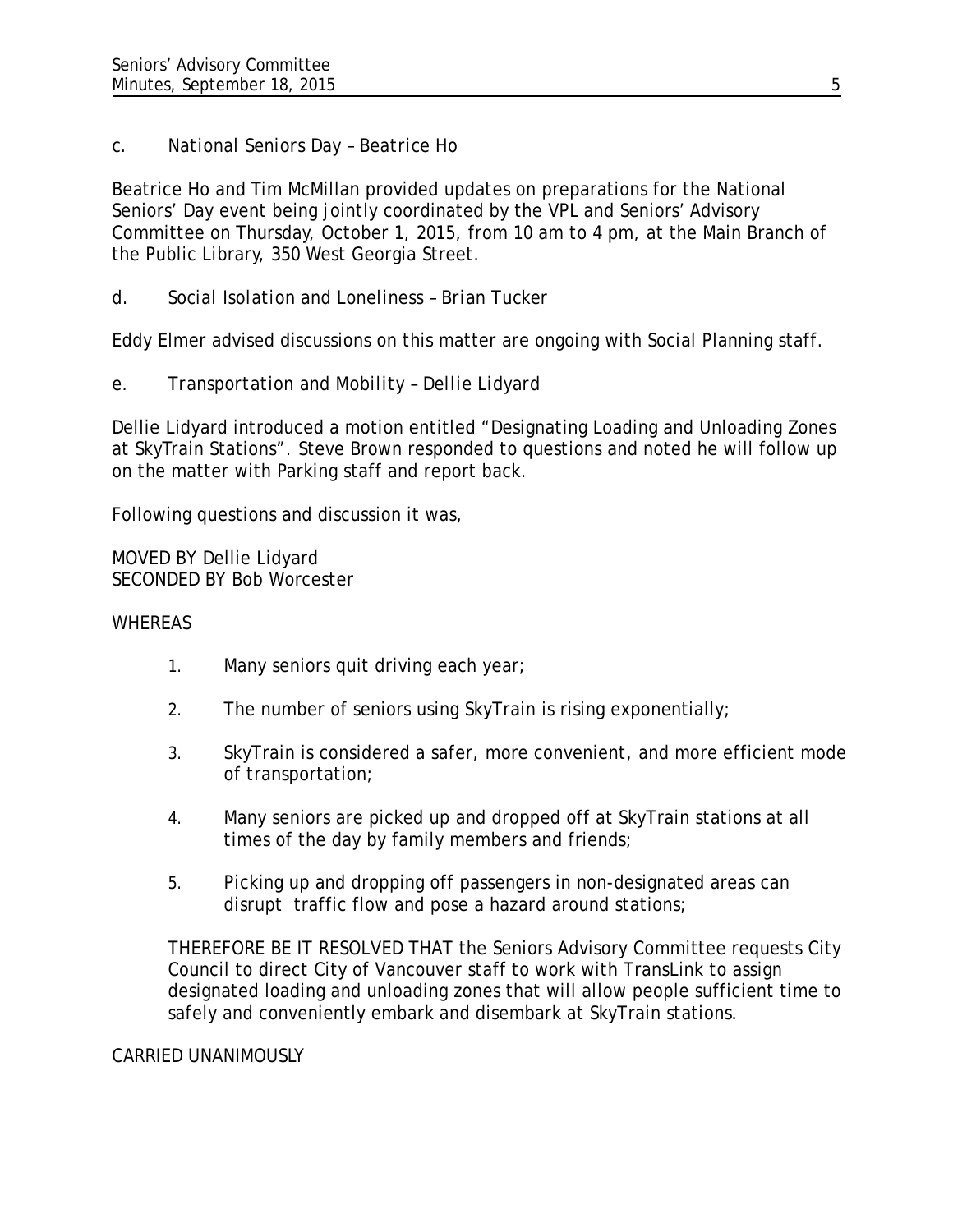c. *National Seniors Day – Beatrice Ho*

Beatrice Ho and Tim McMillan provided updates on preparations for the National Seniors' Day event being jointly coordinated by the VPL and Seniors' Advisory Committee on Thursday, October 1, 2015, from 10 am to 4 pm, at the Main Branch of the Public Library, 350 West Georgia Street.

d. *Social Isolation and Loneliness – Brian Tucker*

Eddy Elmer advised discussions on this matter are ongoing with Social Planning staff.

e. *Transportation and Mobility – Dellie Lidyard*

Dellie Lidyard introduced a motion entitled "Designating Loading and Unloading Zones at SkyTrain Stations". Steve Brown responded to questions and noted he will follow up on the matter with Parking staff and report back.

Following questions and discussion it was,

MOVED BY Dellie Lidyard
SECONDED BY Bob Worcester

WHEREAS

1. Many seniors quit driving each year;

2. The number of seniors using SkyTrain is rising exponentially;

3. SkyTrain is considered a safer, more convenient, and more efficient mode of transportation;

4. Many seniors are picked up and dropped off at SkyTrain stations at all times of the day by family members and friends;

5. Picking up and dropping off passengers in non-designated areas can disrupt traffic flow and pose a hazard around stations;

THEREFORE BE IT RESOLVED THAT the Seniors Advisory Committee requests City Council to direct City of Vancouver staff to work with TransLink to assign designated loading and unloading zones that will allow people sufficient time to safely and conveniently embark and disembark at SkyTrain stations.

CARRIED UNANIMOUSLY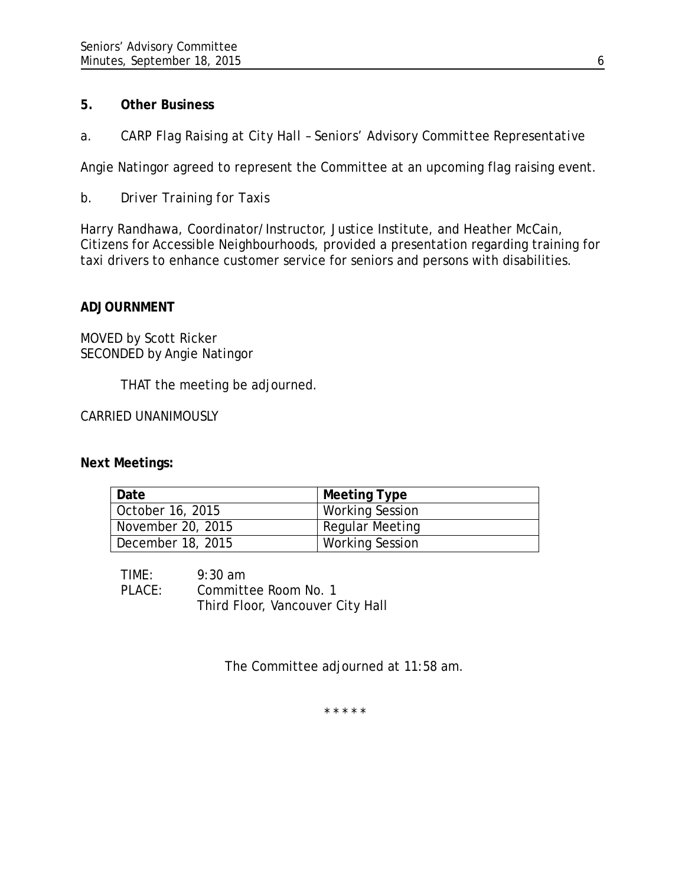## 5. Other Business

a. *CARP Flag Raising at City Hall – Seniors' Advisory Committee Representative*

Angie Natingor agreed to represent the Committee at an upcoming flag raising event.

b. *Driver Training for Taxis*

Harry Randhawa, Coordinator/Instructor, Justice Institute, and Heather McCain, Citizens for Accessible Neighbourhoods, provided a presentation regarding training for taxi drivers to enhance customer service for seniors and persons with disabilities.

## ADJOURNMENT

MOVED by Scott Ricker
SECONDED by Angie Natingor

THAT the meeting be adjourned.

CARRIED UNANIMOUSLY

**Next Meetings:**

| Date | Meeting Type |
|---|---|
| October 16, 2015 | Working Session |
| November 20, 2015 | Regular Meeting |
| December 18, 2015 | Working Session |

TIME: 9:30 am
PLACE: Committee Room No. 1
Third Floor, Vancouver City Hall

The Committee adjourned at 11:58 am.

\* \* \* \* \*